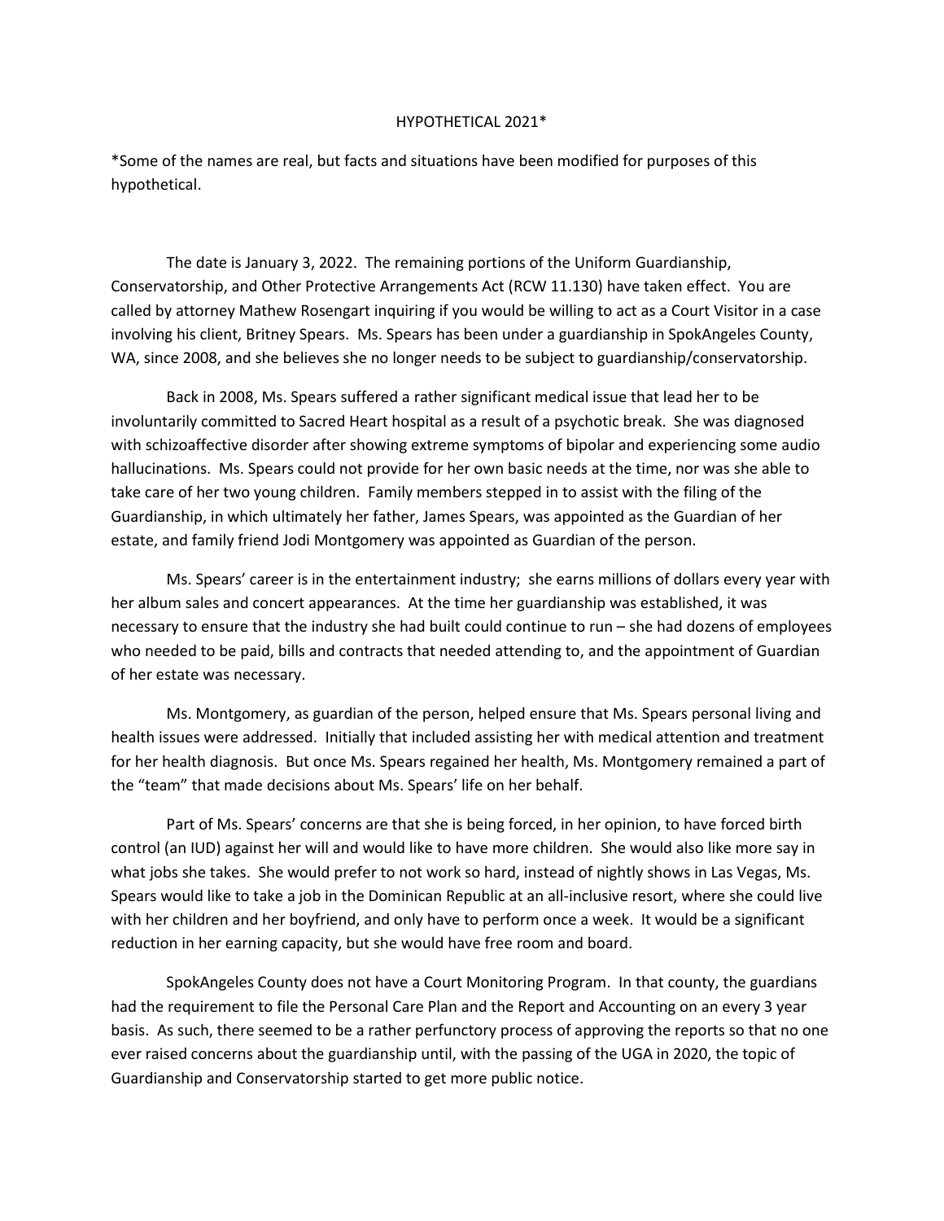HYPOTHETICAL 2021*

*Some of the names are real, but facts and situations have been modified for purposes of this hypothetical.

The date is January 3, 2022. The remaining portions of the Uniform Guardianship, Conservatorship, and Other Protective Arrangements Act (RCW 11.130) have taken effect. You are called by attorney Mathew Rosengart inquiring if you would be willing to act as a Court Visitor in a case involving his client, Britney Spears. Ms. Spears has been under a guardianship in SpokAngeles County, WA, since 2008, and she believes she no longer needs to be subject to guardianship/conservatorship.

Back in 2008, Ms. Spears suffered a rather significant medical issue that lead her to be involuntarily committed to Sacred Heart hospital as a result of a psychotic break. She was diagnosed with schizoaffective disorder after showing extreme symptoms of bipolar and experiencing some audio hallucinations. Ms. Spears could not provide for her own basic needs at the time, nor was she able to take care of her two young children. Family members stepped in to assist with the filing of the Guardianship, in which ultimately her father, James Spears, was appointed as the Guardian of her estate, and family friend Jodi Montgomery was appointed as Guardian of the person.

Ms. Spears' career is in the entertainment industry; she earns millions of dollars every year with her album sales and concert appearances. At the time her guardianship was established, it was necessary to ensure that the industry she had built could continue to run – she had dozens of employees who needed to be paid, bills and contracts that needed attending to, and the appointment of Guardian of her estate was necessary.

Ms. Montgomery, as guardian of the person, helped ensure that Ms. Spears personal living and health issues were addressed. Initially that included assisting her with medical attention and treatment for her health diagnosis. But once Ms. Spears regained her health, Ms. Montgomery remained a part of the "team" that made decisions about Ms. Spears' life on her behalf.

Part of Ms. Spears' concerns are that she is being forced, in her opinion, to have forced birth control (an IUD) against her will and would like to have more children. She would also like more say in what jobs she takes. She would prefer to not work so hard, instead of nightly shows in Las Vegas, Ms. Spears would like to take a job in the Dominican Republic at an all-inclusive resort, where she could live with her children and her boyfriend, and only have to perform once a week. It would be a significant reduction in her earning capacity, but she would have free room and board.

SpokAngeles County does not have a Court Monitoring Program. In that county, the guardians had the requirement to file the Personal Care Plan and the Report and Accounting on an every 3 year basis. As such, there seemed to be a rather perfunctory process of approving the reports so that no one ever raised concerns about the guardianship until, with the passing of the UGA in 2020, the topic of Guardianship and Conservatorship started to get more public notice.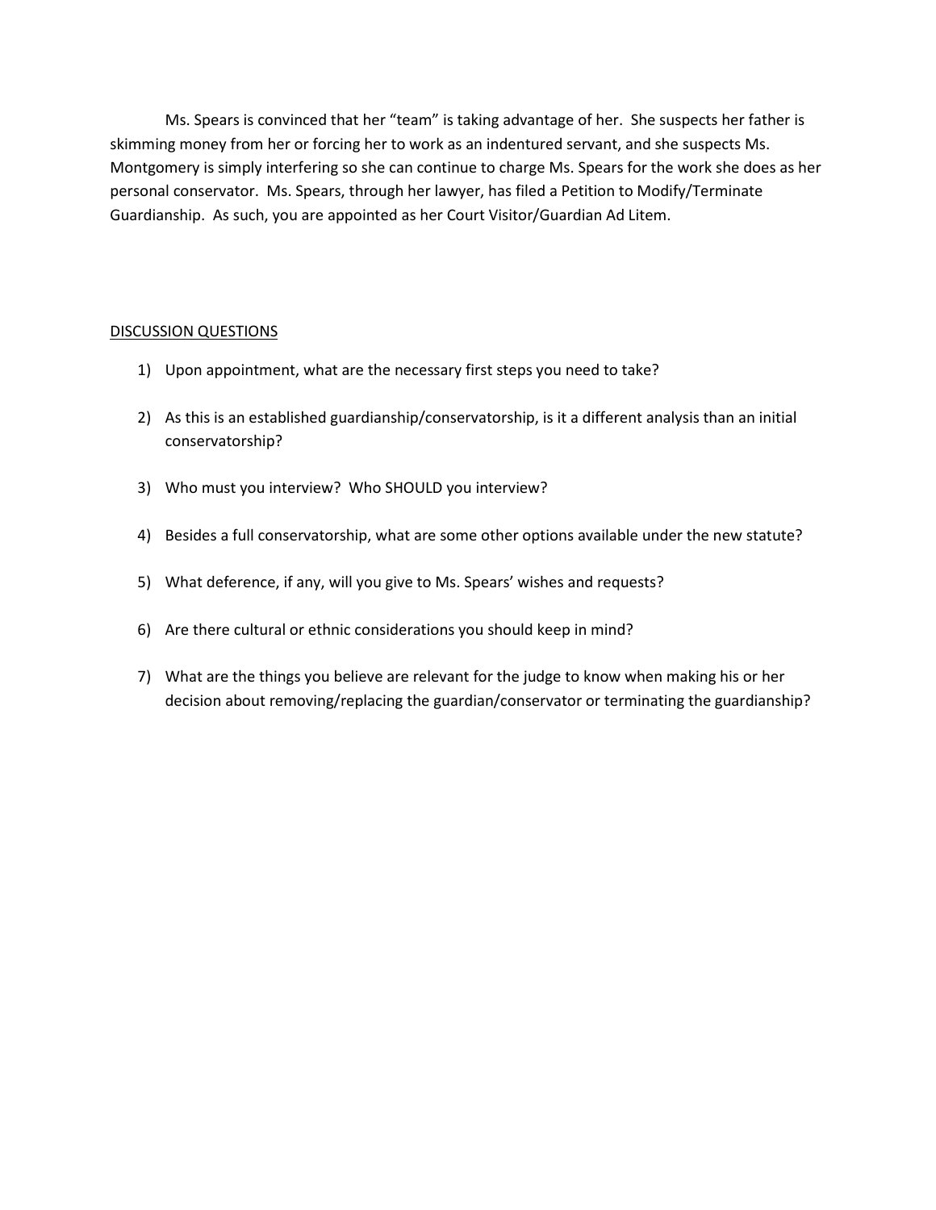Ms. Spears is convinced that her "team" is taking advantage of her. She suspects her father is skimming money from her or forcing her to work as an indentured servant, and she suspects Ms. Montgomery is simply interfering so she can continue to charge Ms. Spears for the work she does as her personal conservator. Ms. Spears, through her lawyer, has filed a Petition to Modify/Terminate Guardianship. As such, you are appointed as her Court Visitor/Guardian Ad Litem.

<u>DISCUSSION QUESTIONS</u>

1) Upon appointment, what are the necessary first steps you need to take?
2) As this is an established guardianship/conservatorship, is it a different analysis than an initial conservatorship?
3) Who must you interview? Who SHOULD you interview?
4) Besides a full conservatorship, what are some other options available under the new statute?
5) What deference, if any, will you give to Ms. Spears' wishes and requests?
6) Are there cultural or ethnic considerations you should keep in mind?
7) What are the things you believe are relevant for the judge to know when making his or her decision about removing/replacing the guardian/conservator or terminating the guardianship?